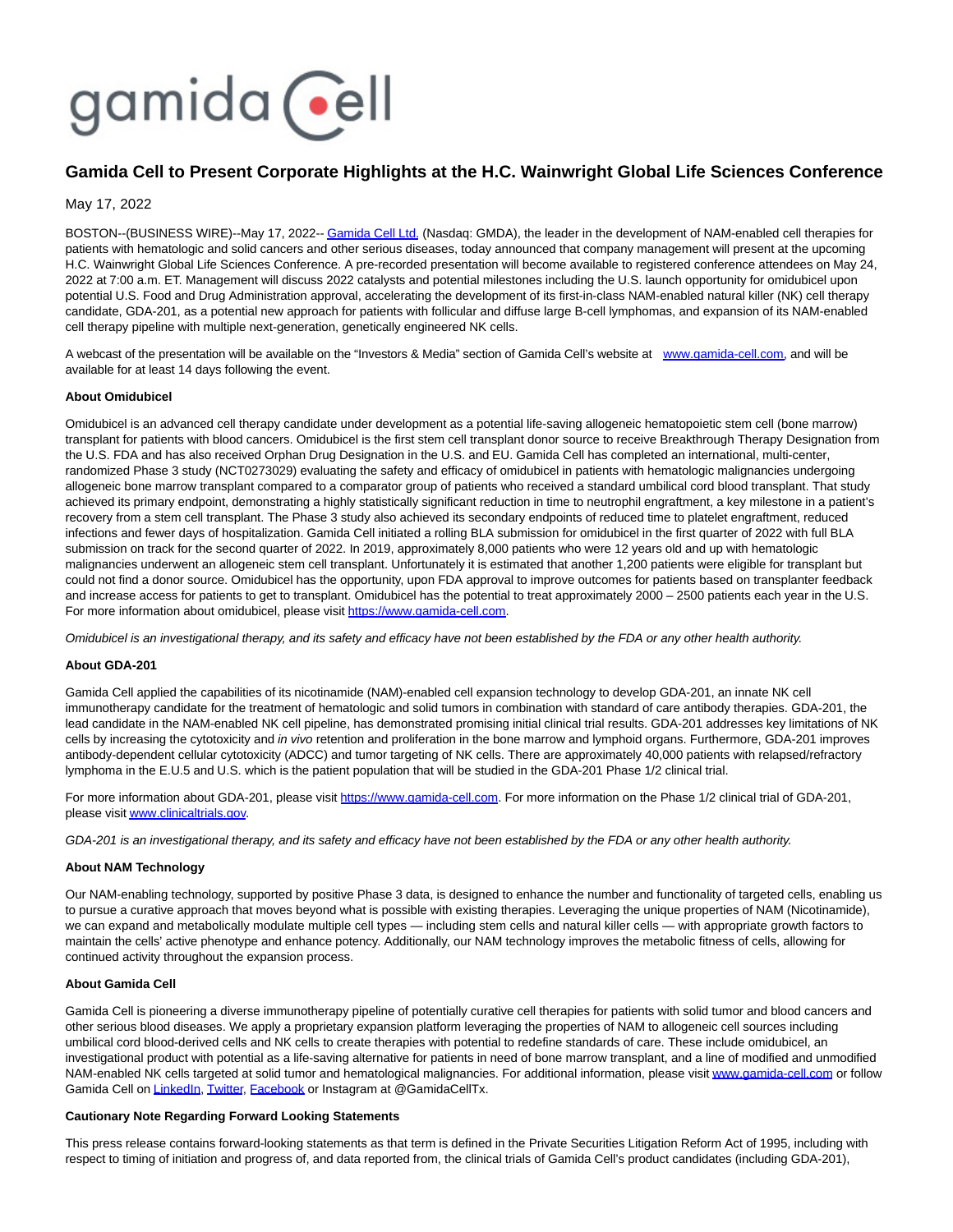gamida cell

# Gamida Cell to Present Corporate Highlights at the H.C. Wainwright Global Life Sciences Conference

May 17, 2022

BOSTON--(BUSINESS WIRE)--May 17, 2022-- Gamida Cell Ltd. (Nasdaq: GMDA), the leader in the development of NAM-enabled cell therapies for patients with hematologic and solid cancers and other serious diseases, today announced that company management will present at the upcoming H.C. Wainwright Global Life Sciences Conference. A pre-recorded presentation will become available to registered conference attendees on May 24, 2022 at 7:00 a.m. ET. Management will discuss 2022 catalysts and potential milestones including the U.S. launch opportunity for omidubicel upon potential U.S. Food and Drug Administration approval, accelerating the development of its first-in-class NAM-enabled natural killer (NK) cell therapy candidate, GDA-201, as a potential new approach for patients with follicular and diffuse large B-cell lymphomas, and expansion of its NAM-enabled cell therapy pipeline with multiple next-generation, genetically engineered NK cells.

A webcast of the presentation will be available on the "Investors & Media" section of Gamida Cell's website at www.gamida-cell.com, and will be available for at least 14 days following the event.

**About Omidubicel**

Omidubicel is an advanced cell therapy candidate under development as a potential life-saving allogeneic hematopoietic stem cell (bone marrow) transplant for patients with blood cancers. Omidubicel is the first stem cell transplant donor source to receive Breakthrough Therapy Designation from the U.S. FDA and has also received Orphan Drug Designation in the U.S. and EU. Gamida Cell has completed an international, multi-center, randomized Phase 3 study (NCT0273029) evaluating the safety and efficacy of omidubicel in patients with hematologic malignancies undergoing allogeneic bone marrow transplant compared to a comparator group of patients who received a standard umbilical cord blood transplant. That study achieved its primary endpoint, demonstrating a highly statistically significant reduction in time to neutrophil engraftment, a key milestone in a patient's recovery from a stem cell transplant. The Phase 3 study also achieved its secondary endpoints of reduced time to platelet engraftment, reduced infections and fewer days of hospitalization. Gamida Cell initiated a rolling BLA submission for omidubicel in the first quarter of 2022 with full BLA submission on track for the second quarter of 2022. In 2019, approximately 8,000 patients who were 12 years old and up with hematologic malignancies underwent an allogeneic stem cell transplant. Unfortunately it is estimated that another 1,200 patients were eligible for transplant but could not find a donor source. Omidubicel has the opportunity, upon FDA approval to improve outcomes for patients based on transplanter feedback and increase access for patients to get to transplant. Omidubicel has the potential to treat approximately 2000 – 2500 patients each year in the U.S. For more information about omidubicel, please visit https://www.gamida-cell.com.

*Omidubicel is an investigational therapy, and its safety and efficacy have not been established by the FDA or any other health authority.*

**About GDA-201**

Gamida Cell applied the capabilities of its nicotinamide (NAM)-enabled cell expansion technology to develop GDA-201, an innate NK cell immunotherapy candidate for the treatment of hematologic and solid tumors in combination with standard of care antibody therapies. GDA-201, the lead candidate in the NAM-enabled NK cell pipeline, has demonstrated promising initial clinical trial results. GDA-201 addresses key limitations of NK cells by increasing the cytotoxicity and *in vivo* retention and proliferation in the bone marrow and lymphoid organs. Furthermore, GDA-201 improves antibody-dependent cellular cytotoxicity (ADCC) and tumor targeting of NK cells. There are approximately 40,000 patients with relapsed/refractory lymphoma in the E.U.5 and U.S. which is the patient population that will be studied in the GDA-201 Phase 1/2 clinical trial.

For more information about GDA-201, please visit https://www.gamida-cell.com. For more information on the Phase 1/2 clinical trial of GDA-201, please visit www.clinicaltrials.gov.

*GDA-201 is an investigational therapy, and its safety and efficacy have not been established by the FDA or any other health authority.*

**About NAM Technology**

Our NAM-enabling technology, supported by positive Phase 3 data, is designed to enhance the number and functionality of targeted cells, enabling us to pursue a curative approach that moves beyond what is possible with existing therapies. Leveraging the unique properties of NAM (Nicotinamide), we can expand and metabolically modulate multiple cell types — including stem cells and natural killer cells — with appropriate growth factors to maintain the cells' active phenotype and enhance potency. Additionally, our NAM technology improves the metabolic fitness of cells, allowing for continued activity throughout the expansion process.

**About Gamida Cell**

Gamida Cell is pioneering a diverse immunotherapy pipeline of potentially curative cell therapies for patients with solid tumor and blood cancers and other serious blood diseases. We apply a proprietary expansion platform leveraging the properties of NAM to allogeneic cell sources including umbilical cord blood-derived cells and NK cells to create therapies with potential to redefine standards of care. These include omidubicel, an investigational product with potential as a life-saving alternative for patients in need of bone marrow transplant, and a line of modified and unmodified NAM-enabled NK cells targeted at solid tumor and hematological malignancies. For additional information, please visit www.gamida-cell.com or follow Gamida Cell on LinkedIn, Twitter, Facebook or Instagram at @GamidaCellTx.

**Cautionary Note Regarding Forward Looking Statements**

This press release contains forward-looking statements as that term is defined in the Private Securities Litigation Reform Act of 1995, including with respect to timing of initiation and progress of, and data reported from, the clinical trials of Gamida Cell's product candidates (including GDA-201),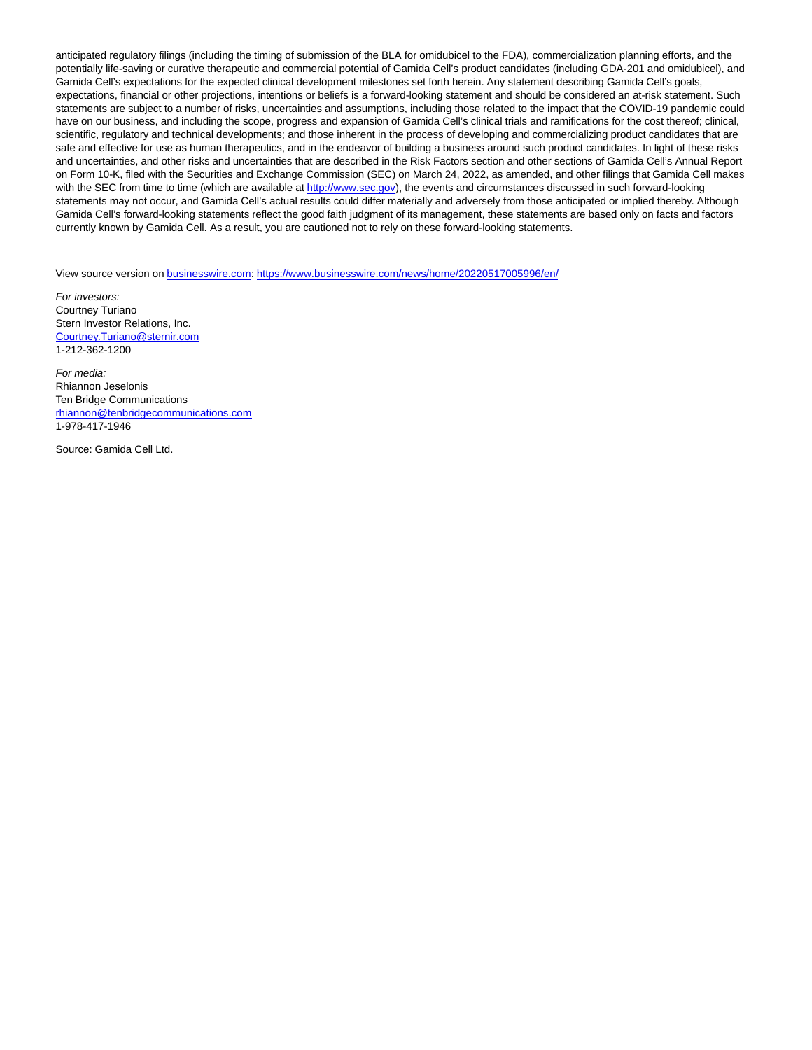anticipated regulatory filings (including the timing of submission of the BLA for omidubicel to the FDA), commercialization planning efforts, and the potentially life-saving or curative therapeutic and commercial potential of Gamida Cell's product candidates (including GDA-201 and omidubicel), and Gamida Cell's expectations for the expected clinical development milestones set forth herein. Any statement describing Gamida Cell's goals, expectations, financial or other projections, intentions or beliefs is a forward-looking statement and should be considered an at-risk statement. Such statements are subject to a number of risks, uncertainties and assumptions, including those related to the impact that the COVID-19 pandemic could have on our business, and including the scope, progress and expansion of Gamida Cell's clinical trials and ramifications for the cost thereof; clinical, scientific, regulatory and technical developments; and those inherent in the process of developing and commercializing product candidates that are safe and effective for use as human therapeutics, and in the endeavor of building a business around such product candidates. In light of these risks and uncertainties, and other risks and uncertainties that are described in the Risk Factors section and other sections of Gamida Cell's Annual Report on Form 10-K, filed with the Securities and Exchange Commission (SEC) on March 24, 2022, as amended, and other filings that Gamida Cell makes with the SEC from time to time (which are available at http://www.sec.gov), the events and circumstances discussed in such forward-looking statements may not occur, and Gamida Cell's actual results could differ materially and adversely from those anticipated or implied thereby. Although Gamida Cell's forward-looking statements reflect the good faith judgment of its management, these statements are based only on facts and factors currently known by Gamida Cell. As a result, you are cautioned not to rely on these forward-looking statements.

View source version on businesswire.com: https://www.businesswire.com/news/home/20220517005996/en/

*For investors:*
Courtney Turiano
Stern Investor Relations, Inc.
Courtney.Turiano@sternir.com
1-212-362-1200

*For media:*
Rhiannon Jeselonis
Ten Bridge Communications
rhiannon@tenbridgecommunications.com
1-978-417-1946

Source: Gamida Cell Ltd.